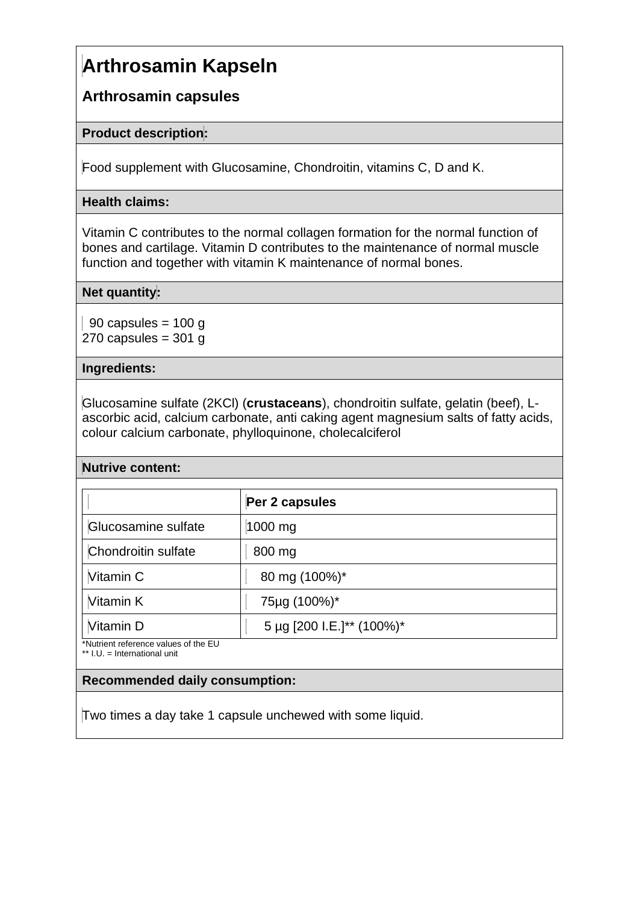# Arthrosamin Kapseln

## Arthrosamin capsules

**Product description:**

Food supplement with Glucosamine, Chondroitin, vitamins C, D and K.

**Health claims:**

Vitamin C contributes to the normal collagen formation for the normal function of bones and cartilage. Vitamin D contributes to the maintenance of normal muscle function and together with vitamin K maintenance of normal bones.

**Net quantity:**

90 capsules = 100 g
270 capsules = 301 g

**Ingredients:**

Glucosamine sulfate (2KCl) (**crustaceans**), chondroitin sulfate, gelatin (beef), L-ascorbic acid, calcium carbonate, anti caking agent magnesium salts of fatty acids, colour calcium carbonate, phylloquinone, cholecalciferol

**Nutrive content:**

| | **Per 2 capsules** |
|---|---|
| Glucosamine sulfate | 1000 mg |
| Chondroitin sulfate | 800 mg |
| Vitamin C | 80 mg (100%)* |
| Vitamin K | 75µg (100%)* |
| Vitamin D | 5 µg [200 I.E.]** (100%)* |

*Nutrient reference values of the EU
** I.U. = International unit

**Recommended daily consumption:**

Two times a day take 1 capsule unchewed with some liquid.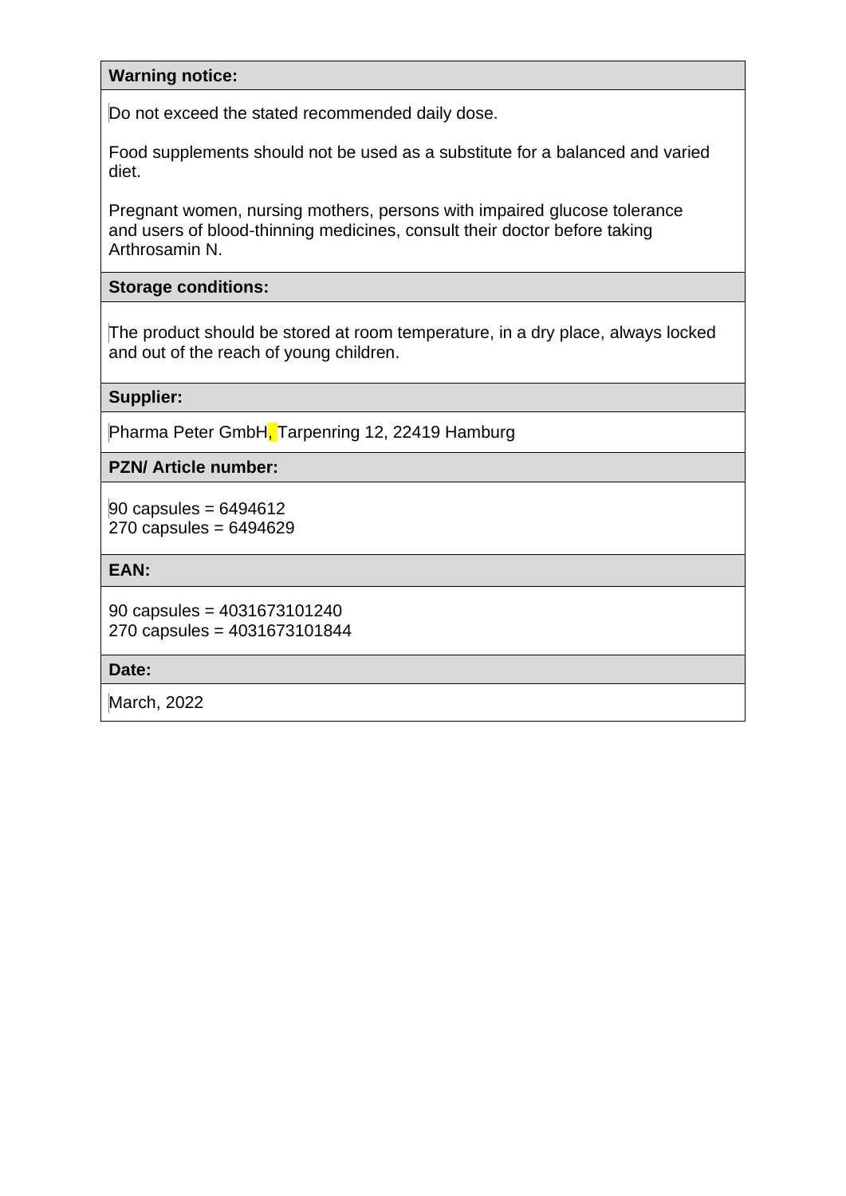**Warning notice:**

Do not exceed the stated recommended daily dose.

Food supplements should not be used as a substitute for a balanced and varied diet.

Pregnant women, nursing mothers, persons with impaired glucose tolerance and users of blood-thinning medicines, consult their doctor before taking Arthrosamin N.

**Storage conditions:**

The product should be stored at room temperature, in a dry place, always locked and out of the reach of young children.

**Supplier:**

Pharma Peter GmbH, Tarpenring 12, 22419 Hamburg

**PZN/ Article number:**

90 capsules = 6494612
270 capsules = 6494629

**EAN:**

90 capsules = 4031673101240
270 capsules = 4031673101844

**Date:**

March, 2022